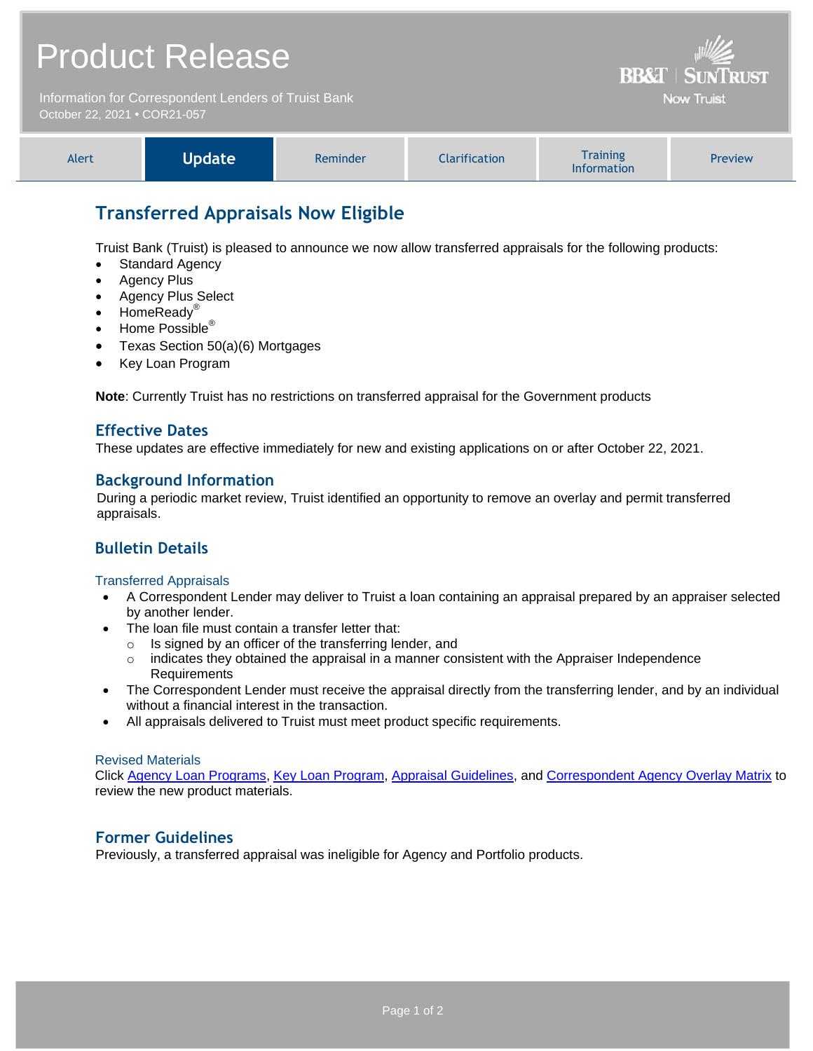# Product Release

Information for Correspondent Lenders of Truist Bank
October 22, 2021 • COR21-057

BB&T | SunTrust
Now Truist

| Alert | **Update** | Reminder | Clarification | Training Information | Preview |
|---|---|---|---|---|---|

## Transferred Appraisals Now Eligible

Truist Bank (Truist) is pleased to announce we now allow transferred appraisals for the following products:

- Standard Agency
- Agency Plus
- Agency Plus Select
- HomeReady®
- Home Possible®
- Texas Section 50(a)(6) Mortgages
- Key Loan Program

**Note**: Currently Truist has no restrictions on transferred appraisal for the Government products

### Effective Dates

These updates are effective immediately for new and existing applications on or after October 22, 2021.

### Background Information

During a periodic market review, Truist identified an opportunity to remove an overlay and permit transferred appraisals.

### Bulletin Details

#### Transferred Appraisals

- A Correspondent Lender may deliver to Truist a loan containing an appraisal prepared by an appraiser selected by another lender.
- The loan file must contain a transfer letter that:
  - Is signed by an officer of the transferring lender, and
  - indicates they obtained the appraisal in a manner consistent with the Appraiser Independence Requirements
- The Correspondent Lender must receive the appraisal directly from the transferring lender, and by an individual without a financial interest in the transaction.
- All appraisals delivered to Truist must meet product specific requirements.

#### Revised Materials

Click Agency Loan Programs, Key Loan Program, Appraisal Guidelines, and Correspondent Agency Overlay Matrix to review the new product materials.

### Former Guidelines

Previously, a transferred appraisal was ineligible for Agency and Portfolio products.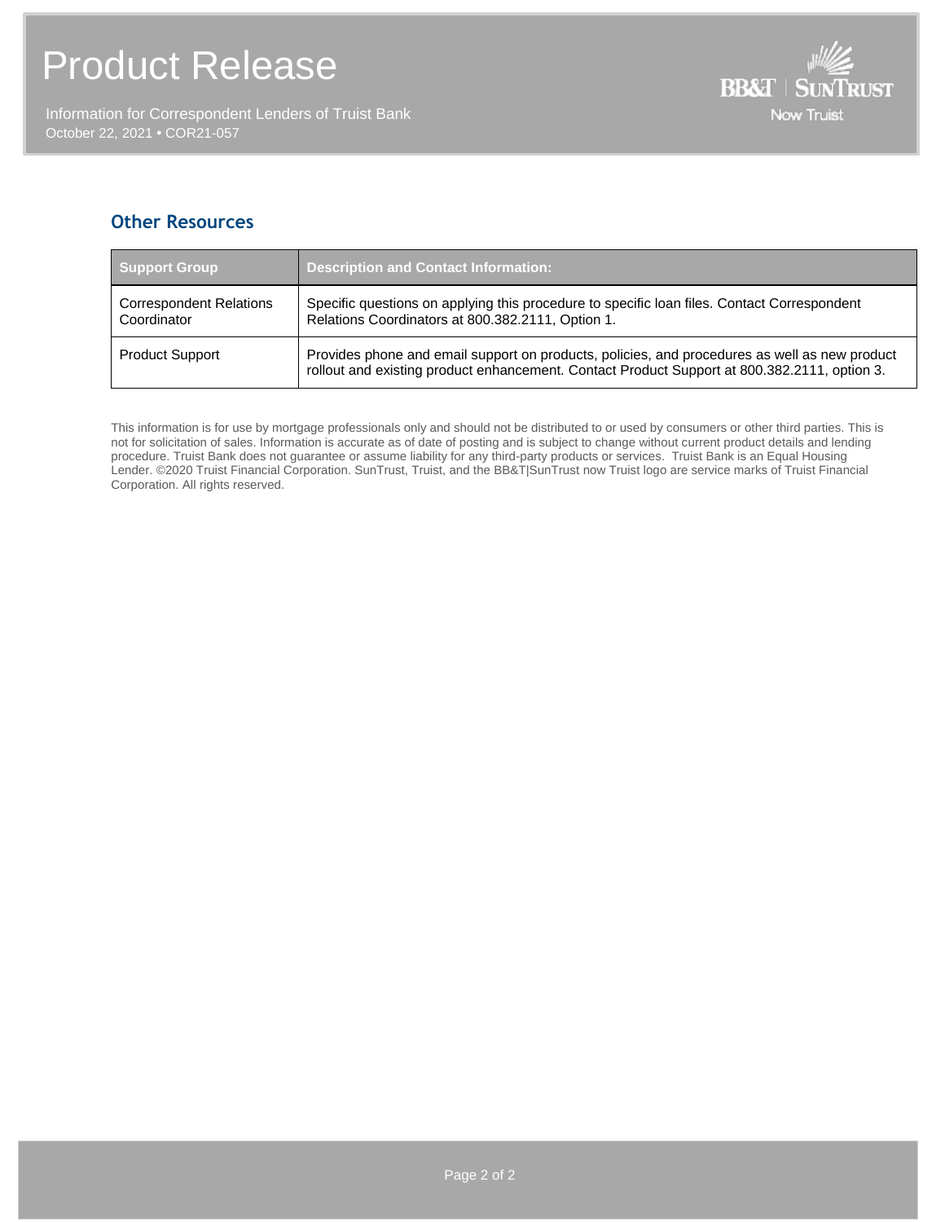## Other Resources

| Support Group | Description and Contact Information: |
| --- | --- |
| Correspondent Relations Coordinator | Specific questions on applying this procedure to specific loan files. Contact Correspondent Relations Coordinators at 800.382.2111, Option 1. |
| Product Support | Provides phone and email support on products, policies, and procedures as well as new product rollout and existing product enhancement. Contact Product Support at 800.382.2111, option 3. |

This information is for use by mortgage professionals only and should not be distributed to or used by consumers or other third parties. This is not for solicitation of sales. Information is accurate as of date of posting and is subject to change without current product details and lending procedure. Truist Bank does not guarantee or assume liability for any third-party products or services. Truist Bank is an Equal Housing Lender. ©2020 Truist Financial Corporation. SunTrust, Truist, and the BB&T|SunTrust now Truist logo are service marks of Truist Financial Corporation. All rights reserved.